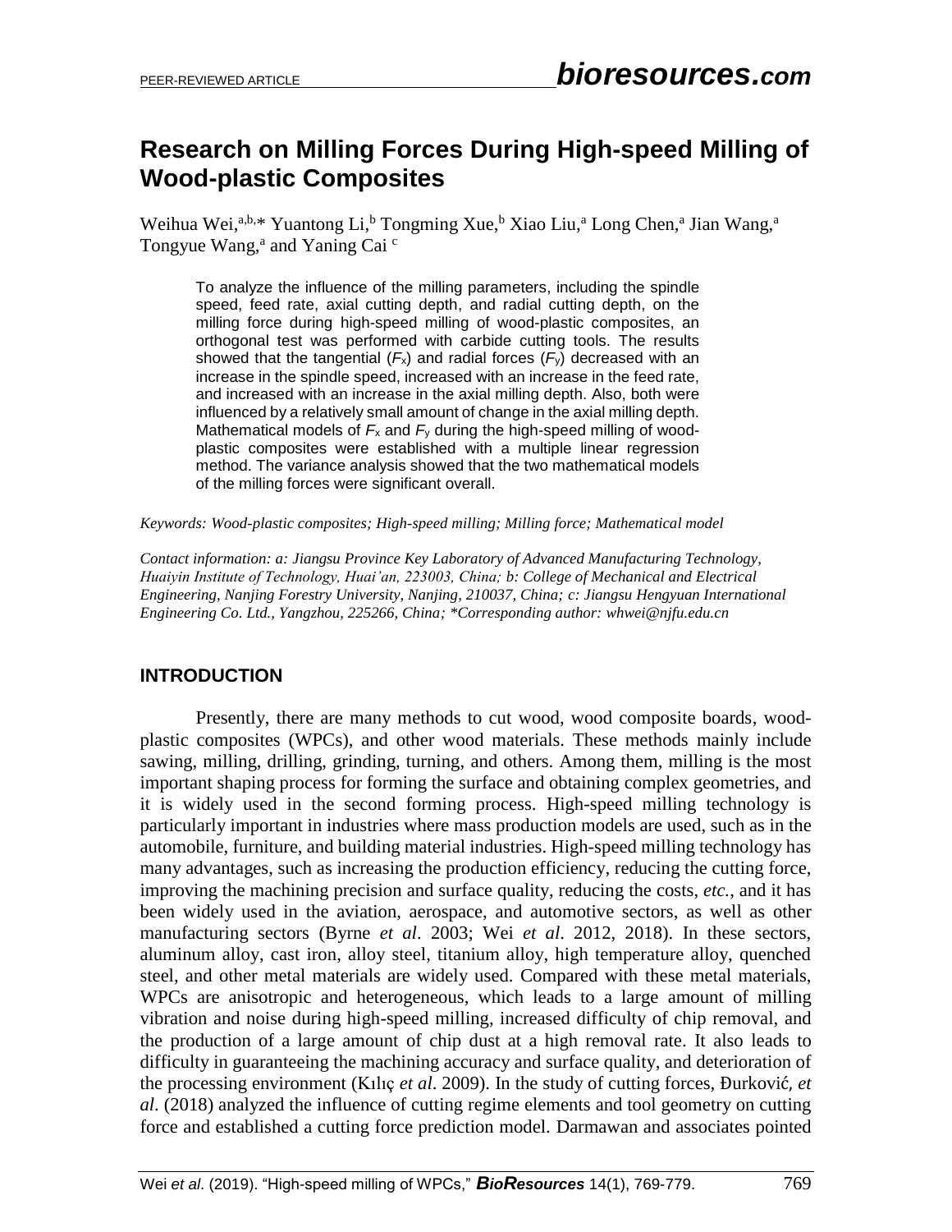# Research on Milling Forces During High-speed Milling of Wood-plastic Composites

Weihua Wei,[a,b,]* Yuantong Li,[b] Tongming Xue,[b] Xiao Liu,[a] Long Chen,[a] Jian Wang,[a] Tongyue Wang,[a] and Yaning Cai [c]

To analyze the influence of the milling parameters, including the spindle speed, feed rate, axial cutting depth, and radial cutting depth, on the milling force during high-speed milling of wood-plastic composites, an orthogonal test was performed with carbide cutting tools. The results showed that the tangential ($F_x$) and radial forces ($F_y$) decreased with an increase in the spindle speed, increased with an increase in the feed rate, and increased with an increase in the axial milling depth. Also, both were influenced by a relatively small amount of change in the axial milling depth. Mathematical models of $F_x$ and $F_y$ during the high-speed milling of wood-plastic composites were established with a multiple linear regression method. The variance analysis showed that the two mathematical models of the milling forces were significant overall.

*Keywords: Wood-plastic composites; High-speed milling; Milling force; Mathematical model*

*Contact information: a: Jiangsu Province Key Laboratory of Advanced Manufacturing Technology, Huaiyin Institute of Technology, Huai'an, 223003, China; b: College of Mechanical and Electrical Engineering, Nanjing Forestry University, Nanjing, 210037, China; c: Jiangsu Hengyuan International Engineering Co. Ltd., Yangzhou, 225266, China; *Corresponding author: whwei@njfu.edu.cn*

## INTRODUCTION

Presently, there are many methods to cut wood, wood composite boards, wood-plastic composites (WPCs), and other wood materials. These methods mainly include sawing, milling, drilling, grinding, turning, and others. Among them, milling is the most important shaping process for forming the surface and obtaining complex geometries, and it is widely used in the second forming process. High-speed milling technology is particularly important in industries where mass production models are used, such as in the automobile, furniture, and building material industries. High-speed milling technology has many advantages, such as increasing the production efficiency, reducing the cutting force, improving the machining precision and surface quality, reducing the costs, *etc.*, and it has been widely used in the aviation, aerospace, and automotive sectors, as well as other manufacturing sectors (Byrne *et al*. 2003; Wei *et al*. 2012, 2018). In these sectors, aluminum alloy, cast iron, alloy steel, titanium alloy, high temperature alloy, quenched steel, and other metal materials are widely used. Compared with these metal materials, WPCs are anisotropic and heterogeneous, which leads to a large amount of milling vibration and noise during high-speed milling, increased difficulty of chip removal, and the production of a large amount of chip dust at a high removal rate. It also leads to difficulty in guaranteeing the machining accuracy and surface quality, and deterioration of the processing environment (Kılıç *et al*. 2009). In the study of cutting forces, Đurković*, et al*. (2018) analyzed the influence of cutting regime elements and tool geometry on cutting force and established a cutting force prediction model. Darmawan and associates pointed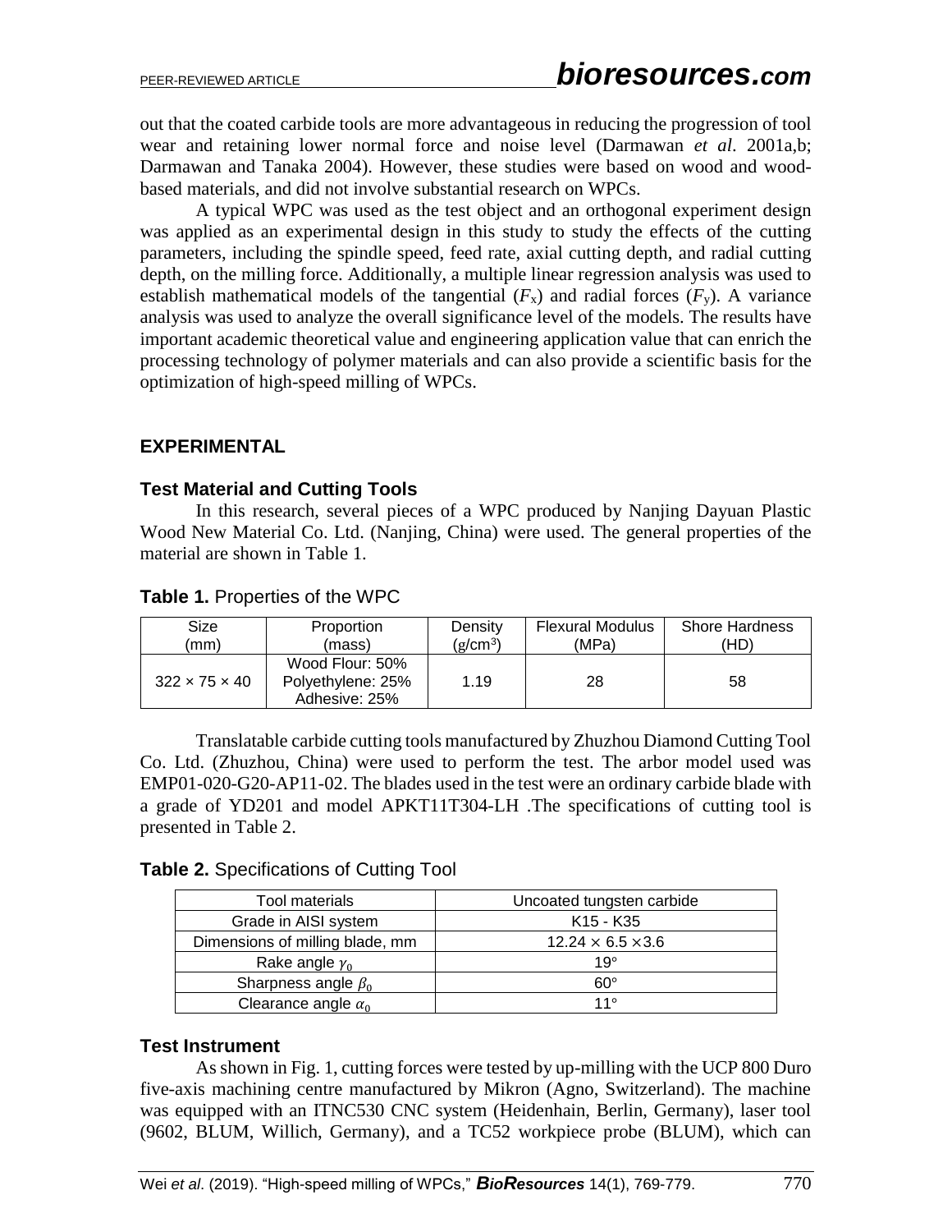out that the coated carbide tools are more advantageous in reducing the progression of tool wear and retaining lower normal force and noise level (Darmawan *et al*. 2001a,b; Darmawan and Tanaka 2004). However, these studies were based on wood and wood-based materials, and did not involve substantial research on WPCs.

A typical WPC was used as the test object and an orthogonal experiment design was applied as an experimental design in this study to study the effects of the cutting parameters, including the spindle speed, feed rate, axial cutting depth, and radial cutting depth, on the milling force. Additionally, a multiple linear regression analysis was used to establish mathematical models of the tangential ($F_x$) and radial forces ($F_y$). A variance analysis was used to analyze the overall significance level of the models. The results have important academic theoretical value and engineering application value that can enrich the processing technology of polymer materials and can also provide a scientific basis for the optimization of high-speed milling of WPCs.

## EXPERIMENTAL

### Test Material and Cutting Tools

In this research, several pieces of a WPC produced by Nanjing Dayuan Plastic Wood New Material Co. Ltd. (Nanjing, China) were used. The general properties of the material are shown in Table 1.

**Table 1.** Properties of the WPC

| Size (mm) | Proportion (mass) | Density (g/cm$^3$) | Flexural Modulus (MPa) | Shore Hardness (HD) |
|---|---|---|---|---|
| 322 × 75 × 40 | Wood Flour: 50%<br>Polyethylene: 25%<br>Adhesive: 25% | 1.19 | 28 | 58 |

Translatable carbide cutting tools manufactured by Zhuzhou Diamond Cutting Tool Co. Ltd. (Zhuzhou, China) were used to perform the test. The arbor model used was EMP01-020-G20-AP11-02. The blades used in the test were an ordinary carbide blade with a grade of YD201 and model APKT11T304-LH .The specifications of cutting tool is presented in Table 2.

**Table 2.** Specifications of Cutting Tool

| Tool materials | Uncoated tungsten carbide |
|---|---|
| Grade in AISI system | K15 - K35 |
| Dimensions of milling blade, mm | 12.24 × 6.5 × 3.6 |
| Rake angle $\gamma_0$ | 19° |
| Sharpness angle $\beta_0$ | 60° |
| Clearance angle $\alpha_0$ | 11° |

### Test Instrument

As shown in Fig. 1, cutting forces were tested by up-milling with the UCP 800 Duro five-axis machining centre manufactured by Mikron (Agno, Switzerland). The machine was equipped with an ITNC530 CNC system (Heidenhain, Berlin, Germany), laser tool (9602, BLUM, Willich, Germany), and a TC52 workpiece probe (BLUM), which can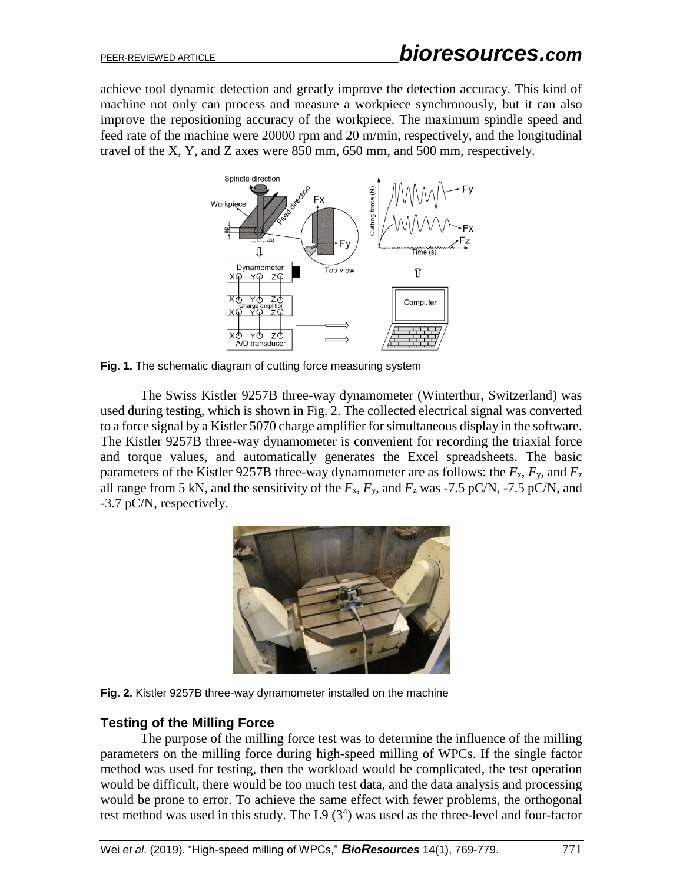achieve tool dynamic detection and greatly improve the detection accuracy. This kind of machine not only can process and measure a workpiece synchronously, but it can also improve the repositioning accuracy of the workpiece. The maximum spindle speed and feed rate of the machine were 20000 rpm and 20 m/min, respectively, and the longitudinal travel of the X, Y, and Z axes were 850 mm, 650 mm, and 500 mm, respectively.

**Fig. 1.** The schematic diagram of cutting force measuring system

The Swiss Kistler 9257B three-way dynamometer (Winterthur, Switzerland) was used during testing, which is shown in Fig. 2. The collected electrical signal was converted to a force signal by a Kistler 5070 charge amplifier for simultaneous display in the software. The Kistler 9257B three-way dynamometer is convenient for recording the triaxial force and torque values, and automatically generates the Excel spreadsheets. The basic parameters of the Kistler 9257B three-way dynamometer are as follows: the $F_x$, $F_y$, and $F_z$ all range from 5 kN, and the sensitivity of the $F_x$, $F_y$, and $F_z$ was -7.5 pC/N, -7.5 pC/N, and -3.7 pC/N, respectively.

**Fig. 2.** Kistler 9257B three-way dynamometer installed on the machine

### Testing of the Milling Force

The purpose of the milling force test was to determine the influence of the milling parameters on the milling force during high-speed milling of WPCs. If the single factor method was used for testing, then the workload would be complicated, the test operation would be difficult, there would be too much test data, and the data analysis and processing would be prone to error. To achieve the same effect with fewer problems, the orthogonal test method was used in this study. The L9 ($3^4$) was used as the three-level and four-factor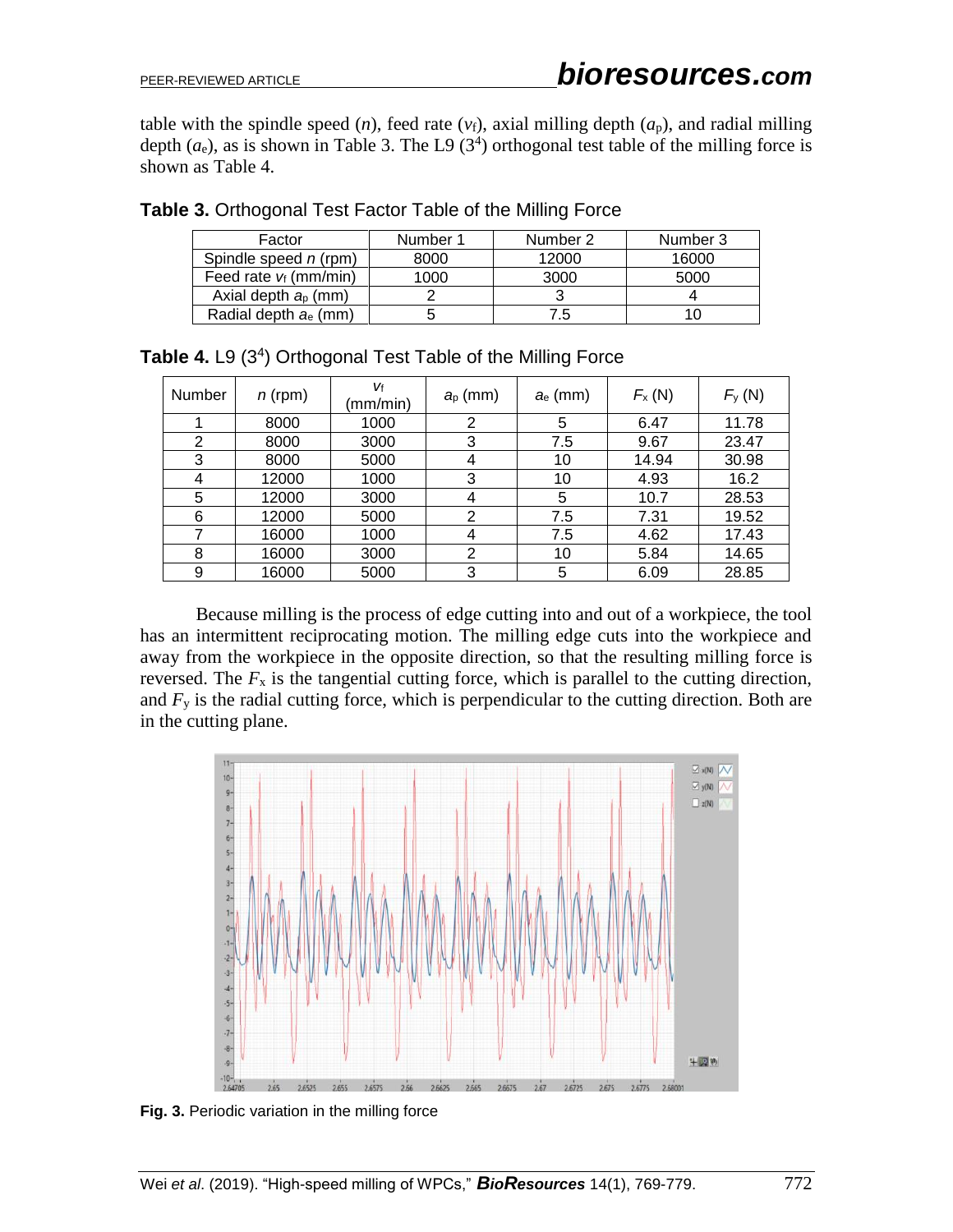table with the spindle speed ($n$), feed rate ($v_f$), axial milling depth ($a_p$), and radial milling depth ($a_e$), as is shown in Table 3. The L9 ($3^4$) orthogonal test table of the milling force is shown as Table 4.

**Table 3.** Orthogonal Test Factor Table of the Milling Force

| Factor | Number 1 | Number 2 | Number 3 |
|---|---|---|---|
| Spindle speed $n$ (rpm) | 8000 | 12000 | 16000 |
| Feed rate $v_f$ (mm/min) | 1000 | 3000 | 5000 |
| Axial depth $a_p$ (mm) | 2 | 3 | 4 |
| Radial depth $a_e$ (mm) | 5 | 7.5 | 10 |

**Table 4.** L9 ($3^4$) Orthogonal Test Table of the Milling Force

| Number | $n$ (rpm) | $v_f$ (mm/min) | $a_p$ (mm) | $a_e$ (mm) | $F_x$ (N) | $F_y$ (N) |
|---|---|---|---|---|---|---|
| 1 | 8000 | 1000 | 2 | 5 | 6.47 | 11.78 |
| 2 | 8000 | 3000 | 3 | 7.5 | 9.67 | 23.47 |
| 3 | 8000 | 5000 | 4 | 10 | 14.94 | 30.98 |
| 4 | 12000 | 1000 | 3 | 10 | 4.93 | 16.2 |
| 5 | 12000 | 3000 | 4 | 5 | 10.7 | 28.53 |
| 6 | 12000 | 5000 | 2 | 7.5 | 7.31 | 19.52 |
| 7 | 16000 | 1000 | 4 | 7.5 | 4.62 | 17.43 |
| 8 | 16000 | 3000 | 2 | 10 | 5.84 | 14.65 |
| 9 | 16000 | 5000 | 3 | 5 | 6.09 | 28.85 |

Because milling is the process of edge cutting into and out of a workpiece, the tool has an intermittent reciprocating motion. The milling edge cuts into the workpiece and away from the workpiece in the opposite direction, so that the resulting milling force is reversed. The $F_x$ is the tangential cutting force, which is parallel to the cutting direction, and $F_y$ is the radial cutting force, which is perpendicular to the cutting direction. Both are in the cutting plane.

**Fig. 3.** Periodic variation in the milling force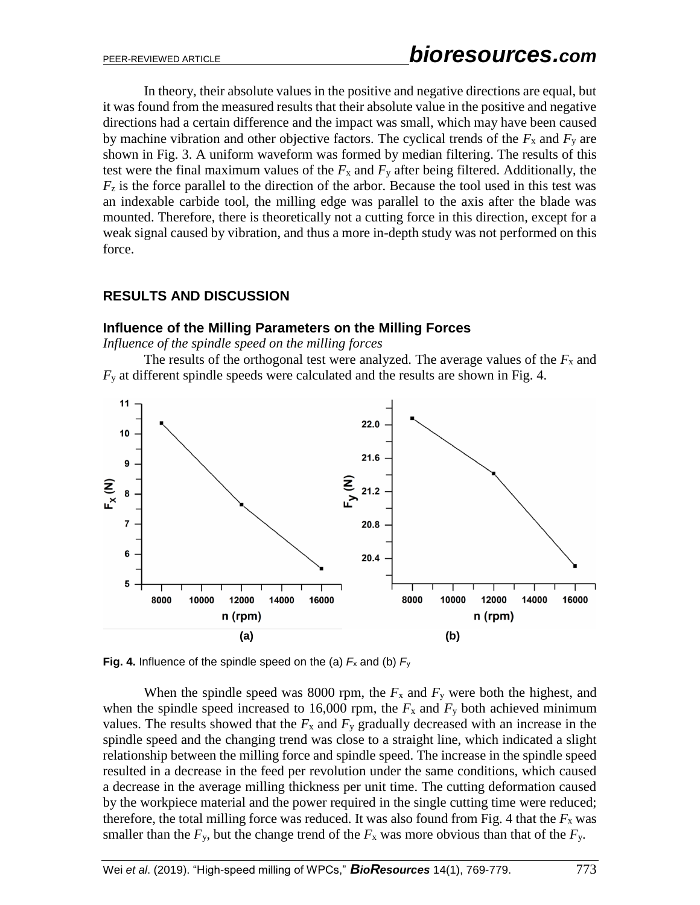In theory, their absolute values in the positive and negative directions are equal, but it was found from the measured results that their absolute value in the positive and negative directions had a certain difference and the impact was small, which may have been caused by machine vibration and other objective factors. The cyclical trends of the $F_x$ and $F_y$ are shown in Fig. 3. A uniform waveform was formed by median filtering. The results of this test were the final maximum values of the $F_x$ and $F_y$ after being filtered. Additionally, the $F_z$ is the force parallel to the direction of the arbor. Because the tool used in this test was an indexable carbide tool, the milling edge was parallel to the axis after the blade was mounted. Therefore, there is theoretically not a cutting force in this direction, except for a weak signal caused by vibration, and thus a more in-depth study was not performed on this force.

## RESULTS AND DISCUSSION

### Influence of the Milling Parameters on the Milling Forces

*Influence of the spindle speed on the milling forces*

The results of the orthogonal test were analyzed. The average values of the $F_x$ and $F_y$ at different spindle speeds were calculated and the results are shown in Fig. 4.

**Fig. 4.** Influence of the spindle speed on the (a) $F_x$ and (b) $F_y$

When the spindle speed was 8000 rpm, the $F_x$ and $F_y$ were both the highest, and when the spindle speed increased to 16,000 rpm, the $F_x$ and $F_y$ both achieved minimum values. The results showed that the $F_x$ and $F_y$ gradually decreased with an increase in the spindle speed and the changing trend was close to a straight line, which indicated a slight relationship between the milling force and spindle speed. The increase in the spindle speed resulted in a decrease in the feed per revolution under the same conditions, which caused a decrease in the average milling thickness per unit time. The cutting deformation caused by the workpiece material and the power required in the single cutting time were reduced; therefore, the total milling force was reduced. It was also found from Fig. 4 that the $F_x$ was smaller than the $F_y$, but the change trend of the $F_x$ was more obvious than that of the $F_y$.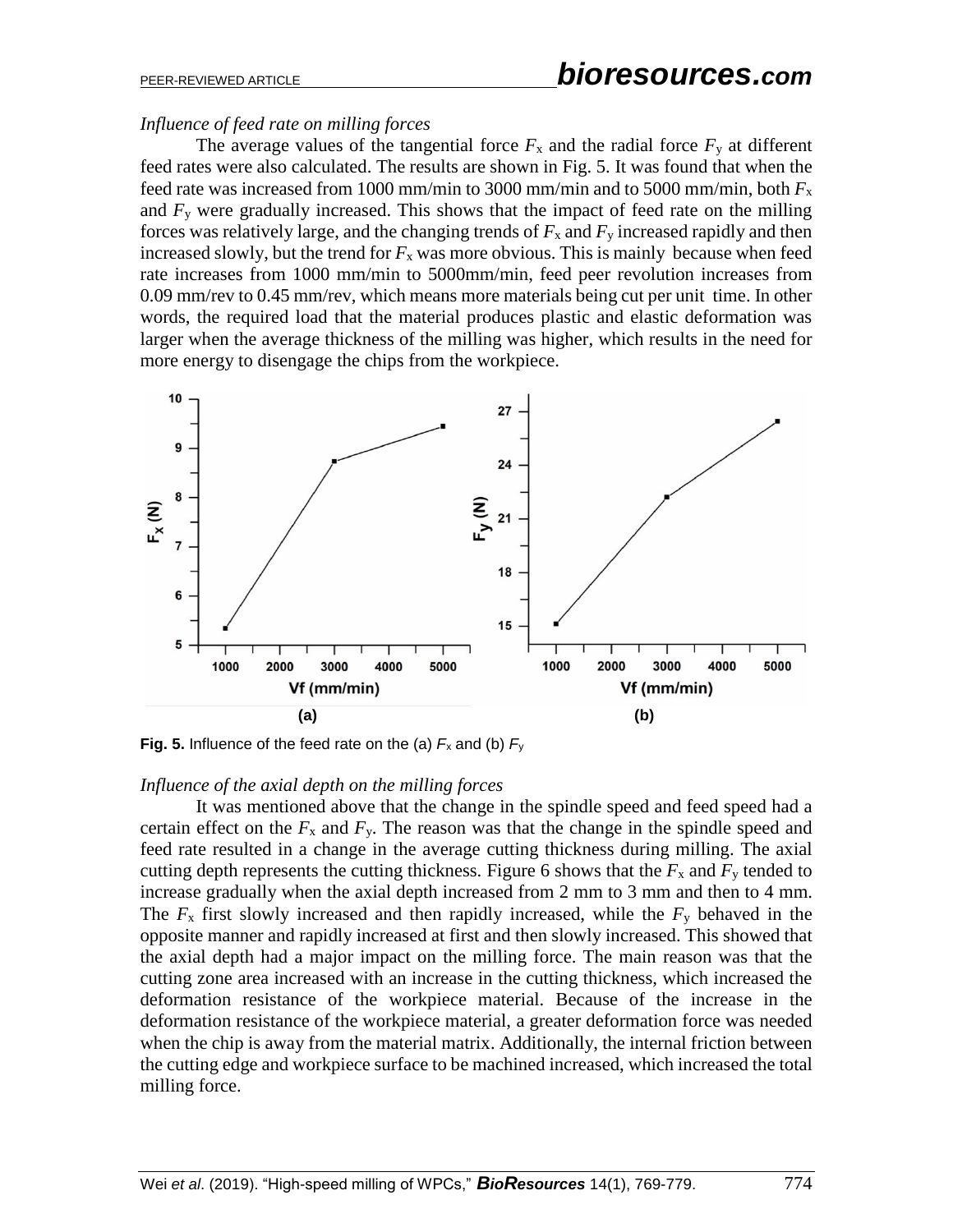*Influence of feed rate on milling forces*

The average values of the tangential force $F_x$ and the radial force $F_y$ at different feed rates were also calculated. The results are shown in Fig. 5. It was found that when the feed rate was increased from 1000 mm/min to 3000 mm/min and to 5000 mm/min, both $F_x$ and $F_y$ were gradually increased. This shows that the impact of feed rate on the milling forces was relatively large, and the changing trends of $F_x$ and $F_y$ increased rapidly and then increased slowly, but the trend for $F_x$ was more obvious. This is mainly because when feed rate increases from 1000 mm/min to 5000mm/min, feed peer revolution increases from 0.09 mm/rev to 0.45 mm/rev, which means more materials being cut per unit time. In other words, the required load that the material produces plastic and elastic deformation was larger when the average thickness of the milling was higher, which results in the need for more energy to disengage the chips from the workpiece.

**Fig. 5.** Influence of the feed rate on the (a) $F_x$ and (b) $F_y$

*Influence of the axial depth on the milling forces*

It was mentioned above that the change in the spindle speed and feed speed had a certain effect on the $F_x$ and $F_y$. The reason was that the change in the spindle speed and feed rate resulted in a change in the average cutting thickness during milling. The axial cutting depth represents the cutting thickness. Figure 6 shows that the $F_x$ and $F_y$ tended to increase gradually when the axial depth increased from 2 mm to 3 mm and then to 4 mm. The $F_x$ first slowly increased and then rapidly increased, while the $F_y$ behaved in the opposite manner and rapidly increased at first and then slowly increased. This showed that the axial depth had a major impact on the milling force. The main reason was that the cutting zone area increased with an increase in the cutting thickness, which increased the deformation resistance of the workpiece material. Because of the increase in the deformation resistance of the workpiece material, a greater deformation force was needed when the chip is away from the material matrix. Additionally, the internal friction between the cutting edge and workpiece surface to be machined increased, which increased the total milling force.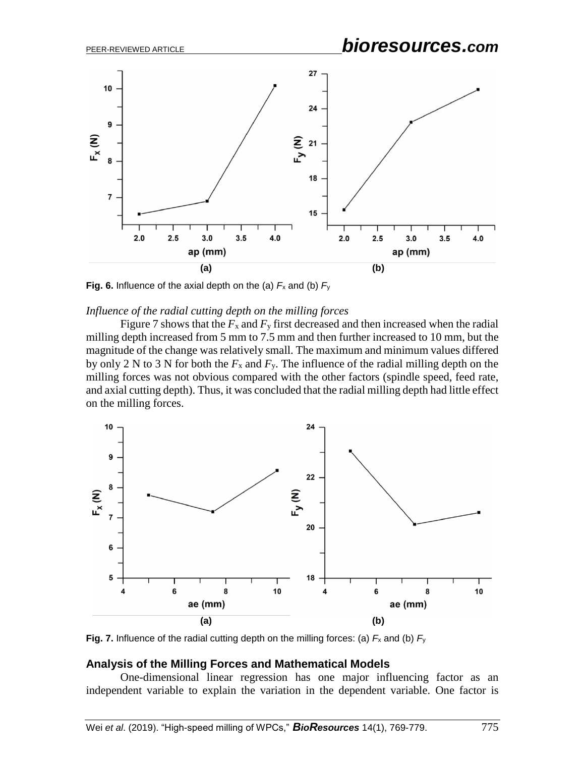**Fig. 6.** Influence of the axial depth on the (a) $F_x$ and (b) $F_y$

*Influence of the radial cutting depth on the milling forces*

Figure 7 shows that the $F_x$ and $F_y$ first decreased and then increased when the radial milling depth increased from 5 mm to 7.5 mm and then further increased to 10 mm, but the magnitude of the change was relatively small. The maximum and minimum values differed by only 2 N to 3 N for both the $F_x$ and $F_y$. The influence of the radial milling depth on the milling forces was not obvious compared with the other factors (spindle speed, feed rate, and axial cutting depth). Thus, it was concluded that the radial milling depth had little effect on the milling forces.

**Fig. 7.** Influence of the radial cutting depth on the milling forces: (a) $F_x$ and (b) $F_y$

## Analysis of the Milling Forces and Mathematical Models

One-dimensional linear regression has one major influencing factor as an independent variable to explain the variation in the dependent variable. One factor is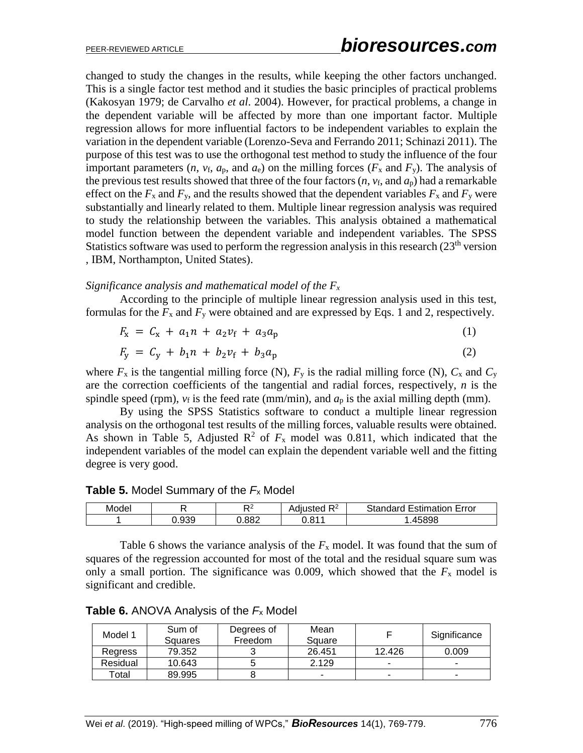changed to study the changes in the results, while keeping the other factors unchanged. This is a single factor test method and it studies the basic principles of practical problems (Kakosyan 1979; de Carvalho *et al*. 2004). However, for practical problems, a change in the dependent variable will be affected by more than one important factor. Multiple regression allows for more influential factors to be independent variables to explain the variation in the dependent variable (Lorenzo-Seva and Ferrando 2011; Schinazi 2011). The purpose of this test was to use the orthogonal test method to study the influence of the four important parameters ($n$, $v_f$, $a_p$, and $a_e$) on the milling forces ($F_x$ and $F_y$). The analysis of the previous test results showed that three of the four factors ($n$, $v_f$, and $a_p$) had a remarkable effect on the $F_x$ and $F_y$, and the results showed that the dependent variables $F_x$ and $F_y$ were substantially and linearly related to them. Multiple linear regression analysis was required to study the relationship between the variables. This analysis obtained a mathematical model function between the dependent variable and independent variables. The SPSS Statistics software was used to perform the regression analysis in this research (23th version , IBM, Northampton, United States).

*Significance analysis and mathematical model of the $F_x$*

According to the principle of multiple linear regression analysis used in this test, formulas for the $F_x$ and $F_y$ were obtained and are expressed by Eqs. 1 and 2, respectively.

$$F_x = C_x + a_1 n + a_2 v_f + a_3 a_p \tag{1}$$

$$F_y = C_y + b_1 n + b_2 v_f + b_3 a_p \tag{2}$$

where $F_x$ is the tangential milling force (N), $F_y$ is the radial milling force (N), $C_x$ and $C_y$ are the correction coefficients of the tangential and radial forces, respectively, $n$ is the spindle speed (rpm), $v_f$ is the feed rate (mm/min), and $a_p$ is the axial milling depth (mm).

By using the SPSS Statistics software to conduct a multiple linear regression analysis on the orthogonal test results of the milling forces, valuable results were obtained. As shown in Table 5, Adjusted $R^2$ of $F_x$ model was 0.811, which indicated that the independent variables of the model can explain the dependent variable well and the fitting degree is very good.

**Table 5.** Model Summary of the $F_x$ Model

| Model | R | $R^2$ | Adjusted $R^2$ | Standard Estimation Error |
|---|---|---|---|---|
| 1 | 0.939 | 0.882 | 0.811 | 1.45898 |

Table 6 shows the variance analysis of the $F_x$ model. It was found that the sum of squares of the regression accounted for most of the total and the residual square sum was only a small portion. The significance was 0.009, which showed that the $F_x$ model is significant and credible.

**Table 6.** ANOVA Analysis of the $F_x$ Model

| Model 1 | Sum of Squares | Degrees of Freedom | Mean Square | F | Significance |
|---|---|---|---|---|---|
| Regress | 79.352 | 3 | 26.451 | 12.426 | 0.009 |
| Residual | 10.643 | 5 | 2.129 | - | - |
| Total | 89.995 | 8 | - | - | - |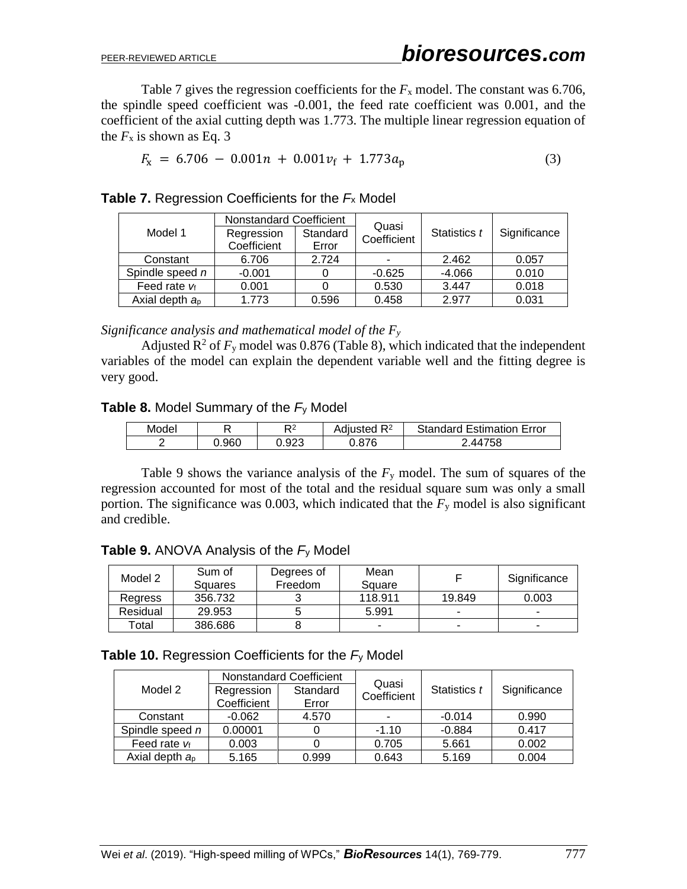Table 7 gives the regression coefficients for the $F_x$ model. The constant was 6.706, the spindle speed coefficient was -0.001, the feed rate coefficient was 0.001, and the coefficient of the axial cutting depth was 1.773. The multiple linear regression equation of the $F_x$ is shown as Eq. 3

$$F_x = 6.706 - 0.001n + 0.001v_f + 1.773a_p \tag{3}$$

**Table 7.** Regression Coefficients for the $F_x$ Model

| Model 1 | Nonstandard Coefficient | | Quasi Coefficient | Statistics $t$ | Significance |
|---|---|---|---|---|---|
| | Regression Coefficient | Standard Error | | | |
| Constant | 6.706 | 2.724 | - | 2.462 | 0.057 |
| Spindle speed $n$ | -0.001 | 0 | -0.625 | -4.066 | 0.010 |
| Feed rate $v_f$ | 0.001 | 0 | 0.530 | 3.447 | 0.018 |
| Axial depth $a_p$ | 1.773 | 0.596 | 0.458 | 2.977 | 0.031 |

*Significance analysis and mathematical model of the $F_y$*

Adjusted $R^2$ of $F_y$ model was 0.876 (Table 8), which indicated that the independent variables of the model can explain the dependent variable well and the fitting degree is very good.

**Table 8.** Model Summary of the $F_y$ Model

| Model | R | $R^2$ | Adjusted $R^2$ | Standard Estimation Error |
|---|---|---|---|---|
| 2 | 0.960 | 0.923 | 0.876 | 2.44758 |

Table 9 shows the variance analysis of the $F_y$ model. The sum of squares of the regression accounted for most of the total and the residual square sum was only a small portion. The significance was 0.003, which indicated that the $F_y$ model is also significant and credible.

**Table 9.** ANOVA Analysis of the $F_y$ Model

| Model 2 | Sum of Squares | Degrees of Freedom | Mean Square | F | Significance |
|---|---|---|---|---|---|
| Regress | 356.732 | 3 | 118.911 | 19.849 | 0.003 |
| Residual | 29.953 | 5 | 5.991 | - | - |
| Total | 386.686 | 8 | - | - | - |

**Table 10.** Regression Coefficients for the $F_y$ Model

| Model 2 | Nonstandard Coefficient | | Quasi Coefficient | Statistics $t$ | Significance |
|---|---|---|---|---|---|
| | Regression Coefficient | Standard Error | | | |
| Constant | -0.062 | 4.570 | - | -0.014 | 0.990 |
| Spindle speed $n$ | 0.00001 | 0 | -1.10 | -0.884 | 0.417 |
| Feed rate $v_f$ | 0.003 | 0 | 0.705 | 5.661 | 0.002 |
| Axial depth $a_p$ | 5.165 | 0.999 | 0.643 | 5.169 | 0.004 |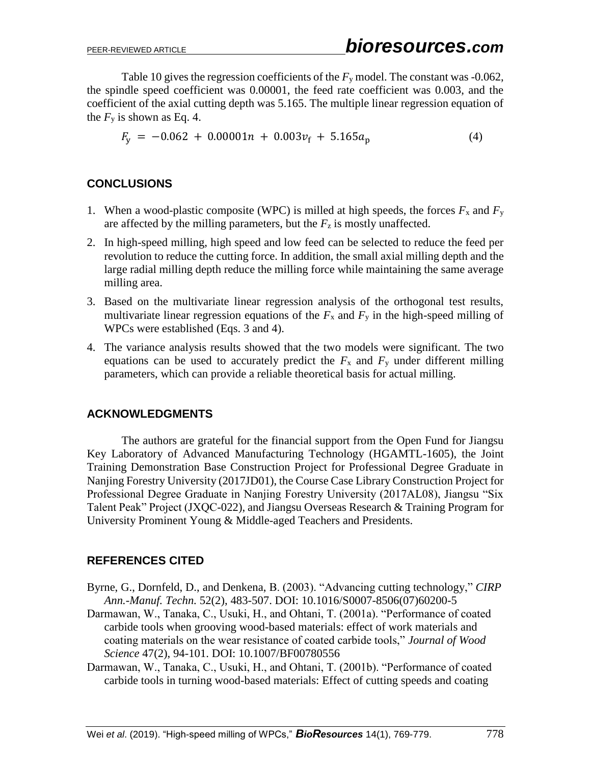Table 10 gives the regression coefficients of the $F_y$ model. The constant was -0.062, the spindle speed coefficient was 0.00001, the feed rate coefficient was 0.003, and the coefficient of the axial cutting depth was 5.165. The multiple linear regression equation of the $F_y$ is shown as Eq. 4.

$$F_y = -0.062 + 0.00001n + 0.003v_f + 5.165a_p \quad (4)$$

## CONCLUSIONS

1. When a wood-plastic composite (WPC) is milled at high speeds, the forces $F_x$ and $F_y$ are affected by the milling parameters, but the $F_z$ is mostly unaffected.
2. In high-speed milling, high speed and low feed can be selected to reduce the feed per revolution to reduce the cutting force. In addition, the small axial milling depth and the large radial milling depth reduce the milling force while maintaining the same average milling area.
3. Based on the multivariate linear regression analysis of the orthogonal test results, multivariate linear regression equations of the $F_x$ and $F_y$ in the high-speed milling of WPCs were established (Eqs. 3 and 4).
4. The variance analysis results showed that the two models were significant. The two equations can be used to accurately predict the $F_x$ and $F_y$ under different milling parameters, which can provide a reliable theoretical basis for actual milling.

## ACKNOWLEDGMENTS

The authors are grateful for the financial support from the Open Fund for Jiangsu Key Laboratory of Advanced Manufacturing Technology (HGAMTL-1605), the Joint Training Demonstration Base Construction Project for Professional Degree Graduate in Nanjing Forestry University (2017JD01), the Course Case Library Construction Project for Professional Degree Graduate in Nanjing Forestry University (2017AL08), Jiangsu "Six Talent Peak" Project (JXQC-022), and Jiangsu Overseas Research & Training Program for University Prominent Young & Middle-aged Teachers and Presidents.

## REFERENCES CITED

Byrne, G., Dornfeld, D., and Denkena, B. (2003). "Advancing cutting technology," *CIRP Ann.-Manuf. Techn.* 52(2), 483-507. DOI: 10.1016/S0007-8506(07)60200-5

Darmawan, W., Tanaka, C., Usuki, H., and Ohtani, T. (2001a). "Performance of coated carbide tools when grooving wood-based materials: effect of work materials and coating materials on the wear resistance of coated carbide tools," *Journal of Wood Science* 47(2), 94-101. DOI: 10.1007/BF00780556

Darmawan, W., Tanaka, C., Usuki, H., and Ohtani, T. (2001b). "Performance of coated carbide tools in turning wood-based materials: Effect of cutting speeds and coating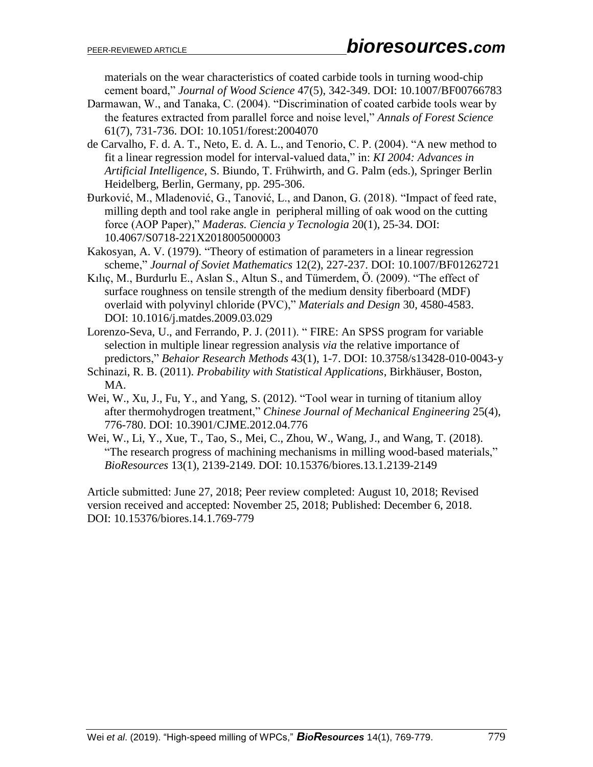materials on the wear characteristics of coated carbide tools in turning wood-chip cement board," *Journal of Wood Science* 47(5), 342-349. DOI: 10.1007/BF00766783

Darmawan, W., and Tanaka, C. (2004). "Discrimination of coated carbide tools wear by the features extracted from parallel force and noise level," *Annals of Forest Science* 61(7), 731-736. DOI: 10.1051/forest:2004070

de Carvalho, F. d. A. T., Neto, E. d. A. L., and Tenorio, C. P. (2004). "A new method to fit a linear regression model for interval-valued data," in: *KI 2004: Advances in Artificial Intelligence*, S. Biundo, T. Frühwirth, and G. Palm (eds.), Springer Berlin Heidelberg, Berlin, Germany, pp. 295-306.

Đurković, M., Mladenović, G., Tanović, L., and Danon, G. (2018). "Impact of feed rate, milling depth and tool rake angle in peripheral milling of oak wood on the cutting force (AOP Paper)," *Maderas. Ciencia y Tecnologia* 20(1), 25-34. DOI: 10.4067/S0718-221X2018005000003

Kakosyan, A. V. (1979). "Theory of estimation of parameters in a linear regression scheme," *Journal of Soviet Mathematics* 12(2), 227-237. DOI: 10.1007/BF01262721

Kılıç, M., Burdurlu E., Aslan S., Altun S., and Tümerdem, Ö. (2009). "The effect of surface roughness on tensile strength of the medium density fiberboard (MDF) overlaid with polyvinyl chloride (PVC)," *Materials and Design* 30, 4580-4583. DOI: 10.1016/j.matdes.2009.03.029

Lorenzo-Seva, U., and Ferrando, P. J. (2011). " FIRE: An SPSS program for variable selection in multiple linear regression analysis *via* the relative importance of predictors," *Behaior Research Methods* 43(1), 1-7. DOI: 10.3758/s13428-010-0043-y

Schinazi, R. B. (2011). *Probability with Statistical Applications*, Birkhäuser, Boston, MA.

Wei, W., Xu, J., Fu, Y., and Yang, S. (2012). "Tool wear in turning of titanium alloy after thermohydrogen treatment," *Chinese Journal of Mechanical Engineering* 25(4), 776-780. DOI: 10.3901/CJME.2012.04.776

Wei, W., Li, Y., Xue, T., Tao, S., Mei, C., Zhou, W., Wang, J., and Wang, T. (2018). "The research progress of machining mechanisms in milling wood-based materials," *BioResources* 13(1), 2139-2149. DOI: 10.15376/biores.13.1.2139-2149

Article submitted: June 27, 2018; Peer review completed: August 10, 2018; Revised version received and accepted: November 25, 2018; Published: December 6, 2018.
DOI: 10.15376/biores.14.1.769-779